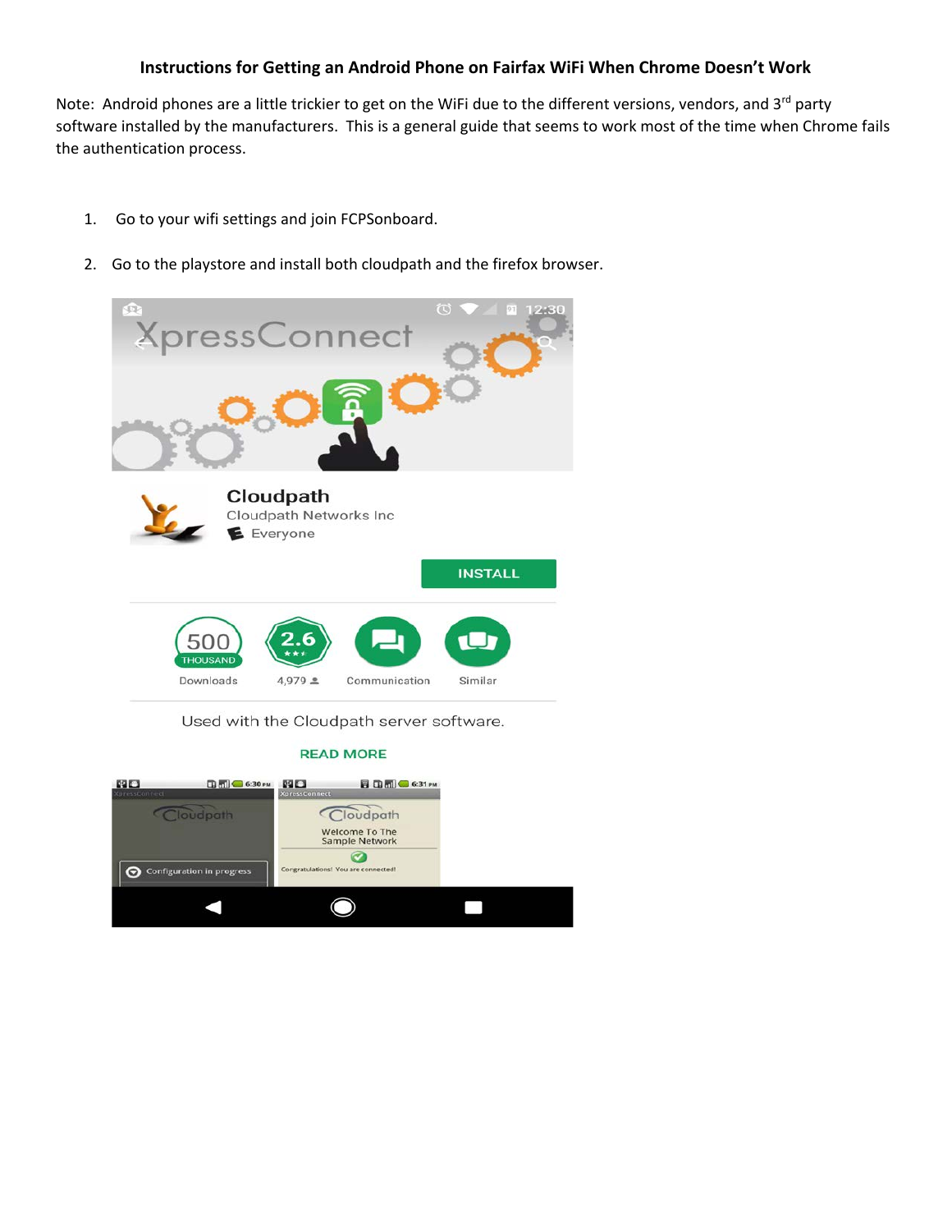# Instructions for Getting an Android Phone on Fairfax WiFi When Chrome Doesn't Work

Note: Android phones are a little trickier to get on the WiFi due to the different versions, vendors, and 3rd party software installed by the manufacturers. This is a general guide that seems to work most of the time when Chrome fails the authentication process.

1. Go to your wifi settings and join FCPSonboard.

2. Go to the playstore and install both cloudpath and the firefox browser.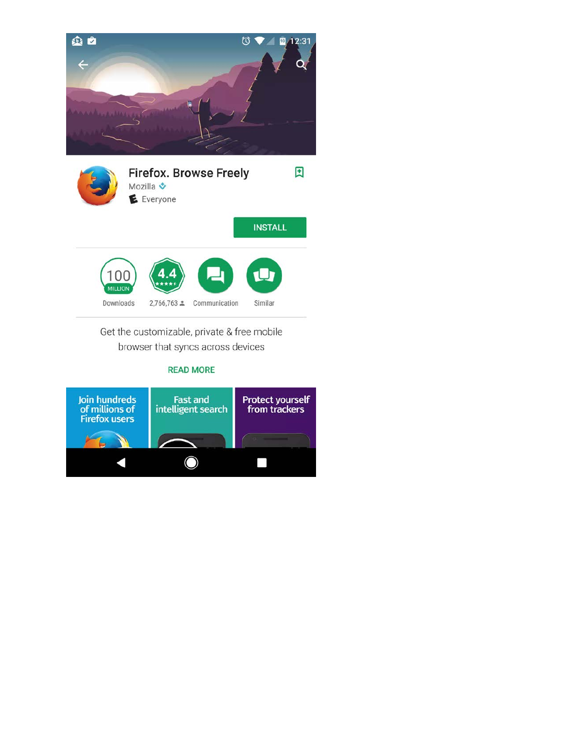Firefox. Browse Freely

Mozilla

Everyone

INSTALL

100 MILLION Downloads

4.4 2,766,763

Communication

Similar

Get the customizable, private & free mobile browser that syncs across devices

READ MORE

Join hundreds of millions of Firefox users

Fast and intelligent search

Protect yourself from trackers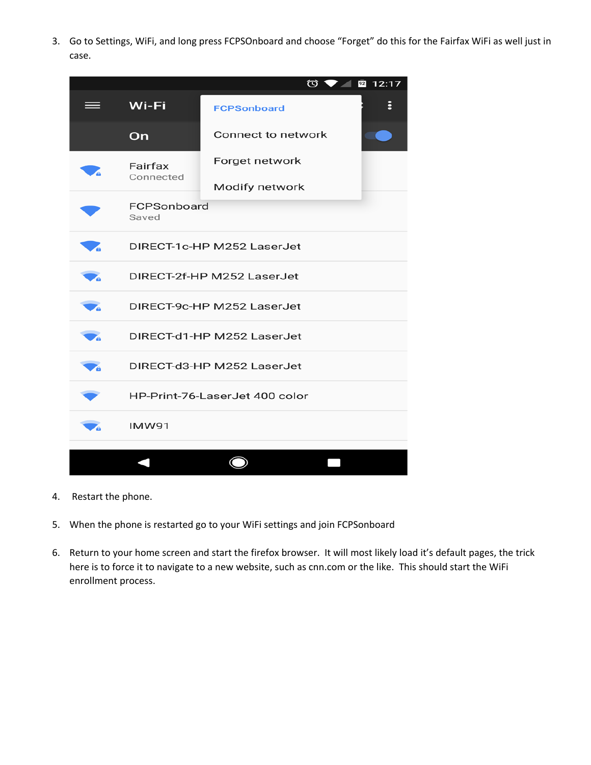3. Go to Settings, WiFi, and long press FCPSOnboard and choose "Forget" do this for the Fairfax WiFi as well just in case.

4. Restart the phone.

5. When the phone is restarted go to your WiFi settings and join FCPSonboard

6. Return to your home screen and start the firefox browser. It will most likely load it's default pages, the trick here is to force it to navigate to a new website, such as cnn.com or the like. This should start the WiFi enrollment process.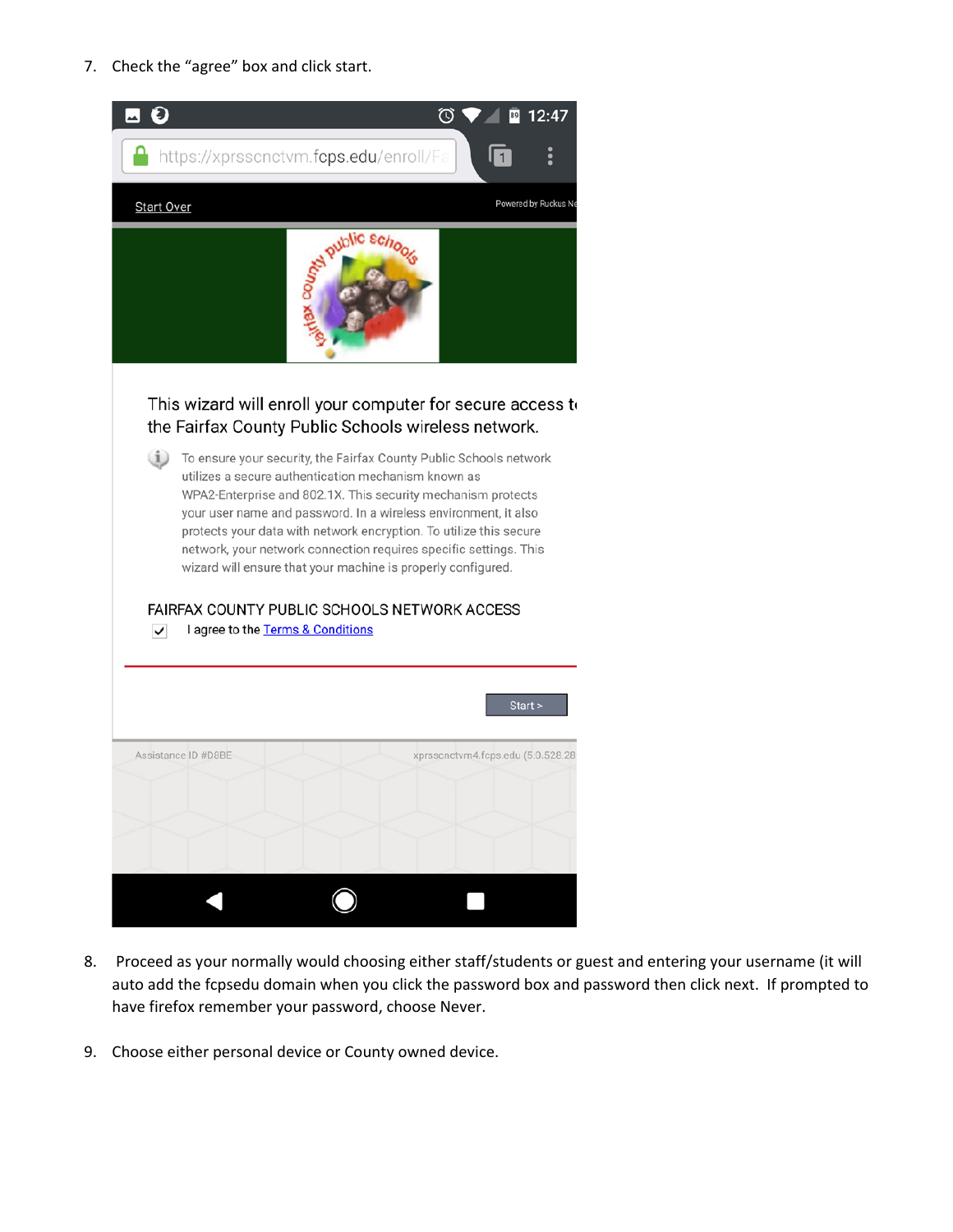7. Check the "agree" box and click start.

8. Proceed as your normally would choosing either staff/students or guest and entering your username (it will auto add the fcpsedu domain when you click the password box and password then click next. If prompted to have firefox remember your password, choose Never.

9. Choose either personal device or County owned device.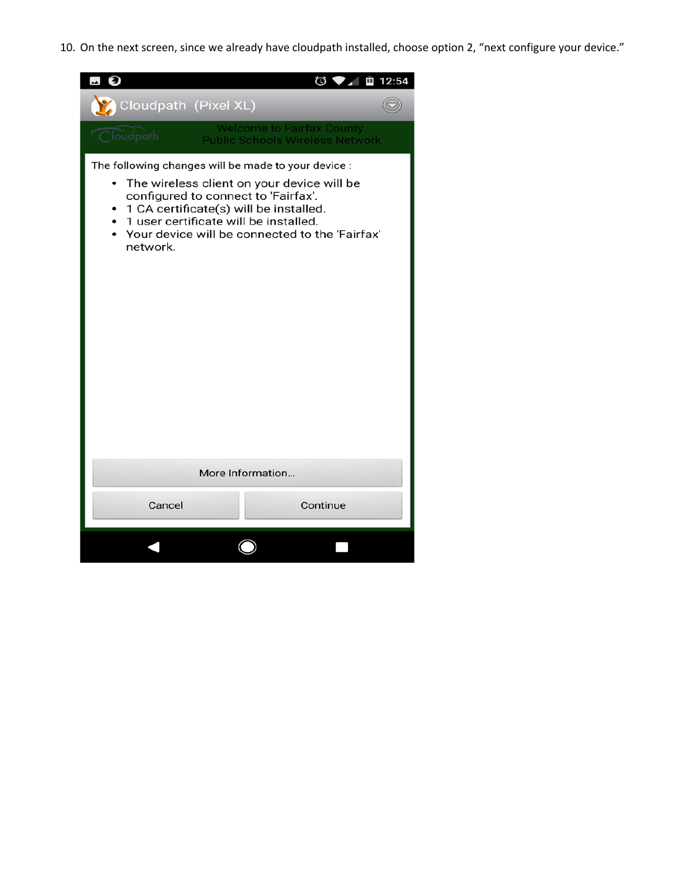10. On the next screen, since we already have cloudpath installed, choose option 2, "next configure your device."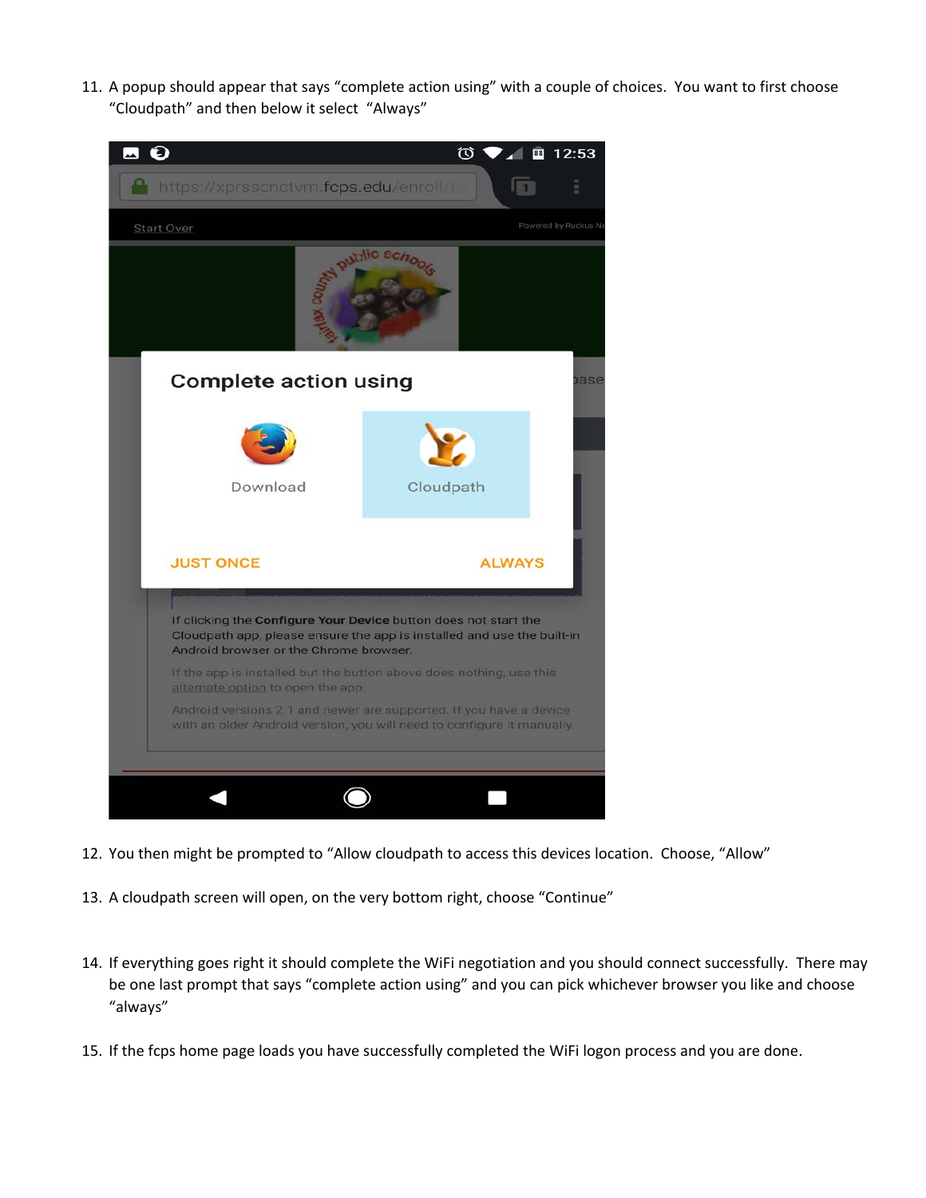11. A popup should appear that says "complete action using" with a couple of choices. You want to first choose "Cloudpath" and then below it select "Always"

12. You then might be prompted to "Allow cloudpath to access this devices location. Choose, "Allow"

13. A cloudpath screen will open, on the very bottom right, choose "Continue"

14. If everything goes right it should complete the WiFi negotiation and you should connect successfully. There may be one last prompt that says "complete action using" and you can pick whichever browser you like and choose "always"

15. If the fcps home page loads you have successfully completed the WiFi logon process and you are done.